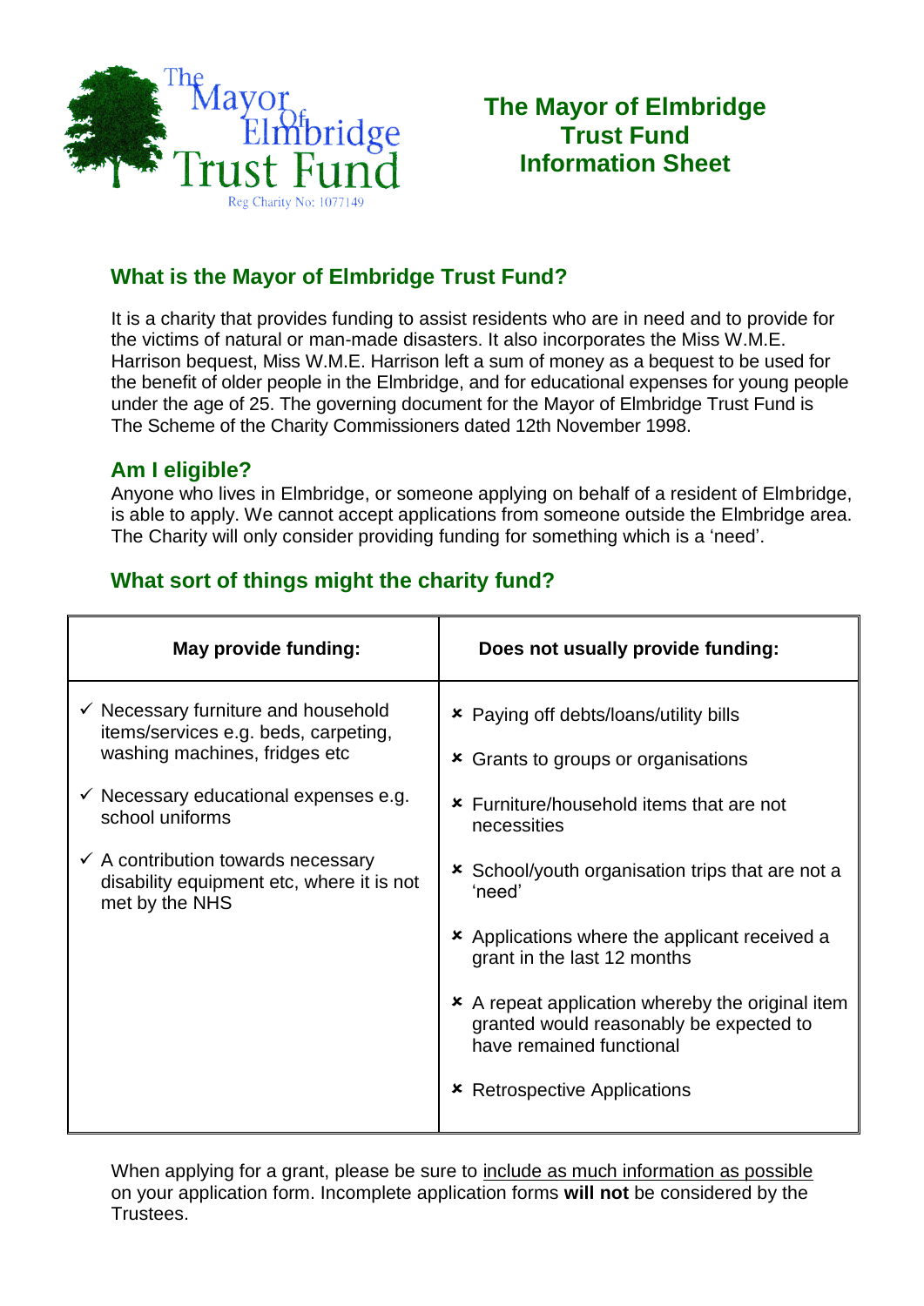The Mayor Of Elmbridge Trust Fund

Reg Charity No: 1077149

# The Mayor of Elmbridge Trust Fund Information Sheet

## What is the Mayor of Elmbridge Trust Fund?

It is a charity that provides funding to assist residents who are in need and to provide for the victims of natural or man-made disasters. It also incorporates the Miss W.M.E. Harrison bequest, Miss W.M.E. Harrison left a sum of money as a bequest to be used for the benefit of older people in the Elmbridge, and for educational expenses for young people under the age of 25. The governing document for the Mayor of Elmbridge Trust Fund is The Scheme of the Charity Commissioners dated 12th November 1998.

## Am I eligible?

Anyone who lives in Elmbridge, or someone applying on behalf of a resident of Elmbridge, is able to apply. We cannot accept applications from someone outside the Elmbridge area. The Charity will only consider providing funding for something which is a 'need'.

## What sort of things might the charity fund?

| May provide funding: | Does not usually provide funding: |
|---|---|
| ✓ Necessary furniture and household items/services e.g. beds, carpeting, washing machines, fridges etc<br><br>✓ Necessary educational expenses e.g. school uniforms<br><br>✓ A contribution towards necessary disability equipment etc, where it is not met by the NHS | ✗ Paying off debts/loans/utility bills<br><br>✗ Grants to groups or organisations<br><br>✗ Furniture/household items that are not necessities<br><br>✗ School/youth organisation trips that are not a 'need'<br><br>✗ Applications where the applicant received a grant in the last 12 months<br><br>✗ A repeat application whereby the original item granted would reasonably be expected to have remained functional<br><br>✗ Retrospective Applications |

When applying for a grant, please be sure to <u>include as much information as possible</u> on your application form. Incomplete application forms **will not** be considered by the Trustees.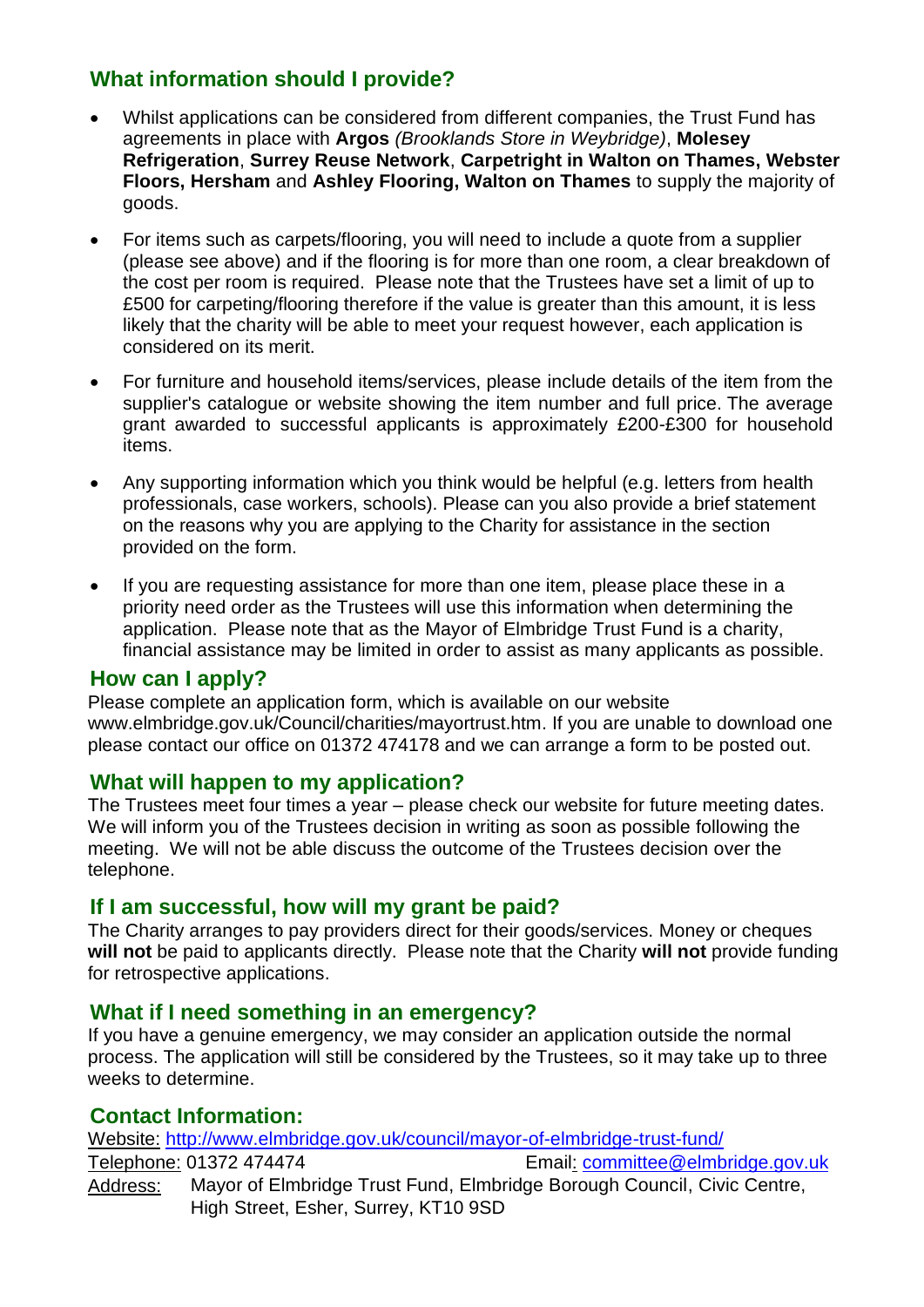## What information should I provide?

- Whilst applications can be considered from different companies, the Trust Fund has agreements in place with **Argos** *(Brooklands Store in Weybridge)*, **Molesey Refrigeration**, **Surrey Reuse Network**, **Carpetright in Walton on Thames, Webster Floors, Hersham** and **Ashley Flooring, Walton on Thames** to supply the majority of goods.
- For items such as carpets/flooring, you will need to include a quote from a supplier (please see above) and if the flooring is for more than one room, a clear breakdown of the cost per room is required. Please note that the Trustees have set a limit of up to £500 for carpeting/flooring therefore if the value is greater than this amount, it is less likely that the charity will be able to meet your request however, each application is considered on its merit.
- For furniture and household items/services, please include details of the item from the supplier's catalogue or website showing the item number and full price. The average grant awarded to successful applicants is approximately £200-£300 for household items.
- Any supporting information which you think would be helpful (e.g. letters from health professionals, case workers, schools). Please can you also provide a brief statement on the reasons why you are applying to the Charity for assistance in the section provided on the form.
- If you are requesting assistance for more than one item, please place these in a priority need order as the Trustees will use this information when determining the application. Please note that as the Mayor of Elmbridge Trust Fund is a charity, financial assistance may be limited in order to assist as many applicants as possible.

## How can I apply?

Please complete an application form, which is available on our website www.elmbridge.gov.uk/Council/charities/mayortrust.htm. If you are unable to download one please contact our office on 01372 474178 and we can arrange a form to be posted out.

## What will happen to my application?

The Trustees meet four times a year – please check our website for future meeting dates. We will inform you of the Trustees decision in writing as soon as possible following the meeting. We will not be able discuss the outcome of the Trustees decision over the telephone.

## If I am successful, how will my grant be paid?

The Charity arranges to pay providers direct for their goods/services. Money or cheques **will not** be paid to applicants directly. Please note that the Charity **will not** provide funding for retrospective applications.

## What if I need something in an emergency?

If you have a genuine emergency, we may consider an application outside the normal process. The application will still be considered by the Trustees, so it may take up to three weeks to determine.

## Contact Information:

Website: http://www.elmbridge.gov.uk/council/mayor-of-elmbridge-trust-fund/

Telephone: 01372 474474 Email: committee@elmbridge.gov.uk

Address: Mayor of Elmbridge Trust Fund, Elmbridge Borough Council, Civic Centre, High Street, Esher, Surrey, KT10 9SD